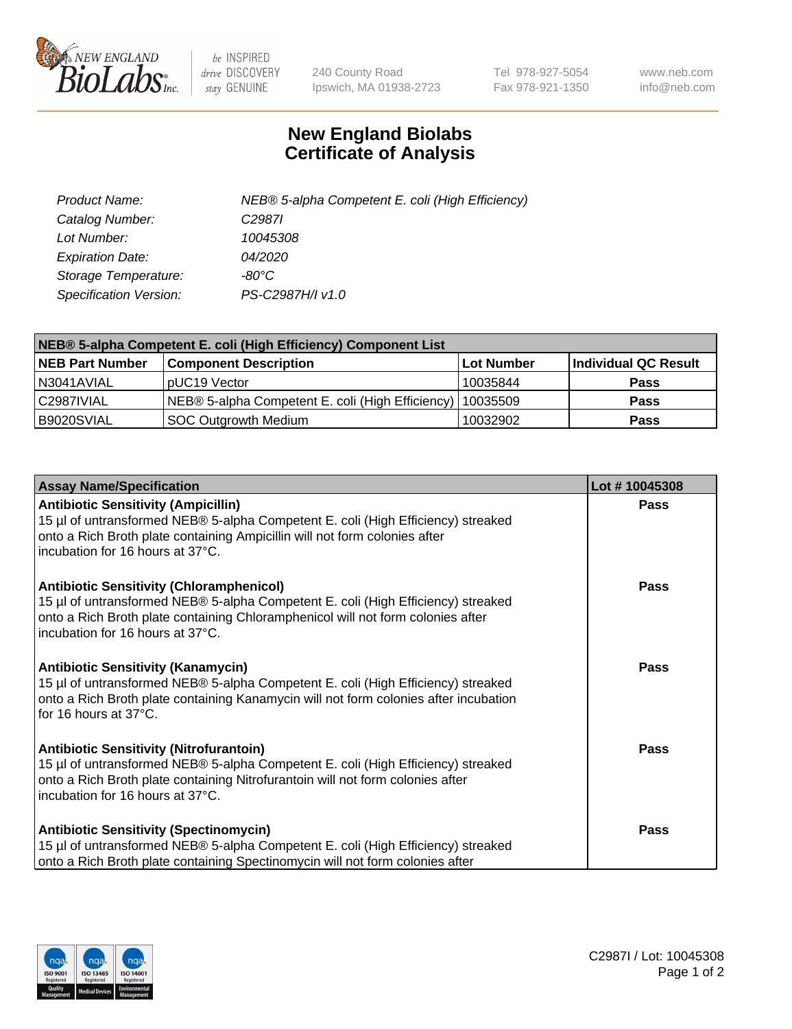240 County Road
Ipswich, MA 01938-2723

Tel 978-927-5054
Fax 978-921-1350

www.neb.com
info@neb.com

# New England Biolabs
# Certificate of Analysis

| | |
|---|---|
| *Product Name:* | *NEB® 5-alpha Competent E. coli (High Efficiency)* |
| *Catalog Number:* | *C2987I* |
| *Lot Number:* | *10045308* |
| *Expiration Date:* | *04/2020* |
| *Storage Temperature:* | *-80°C* |
| *Specification Version:* | *PS-C2987H/I v1.0* |

| NEB® 5-alpha Competent E. coli (High Efficiency) Component List | | | |
|---|---|---|---|
| **NEB Part Number** | **Component Description** | **Lot Number** | **Individual QC Result** |
| N3041AVIAL | pUC19 Vector | 10035844 | **Pass** |
| C2987IVIAL | NEB® 5-alpha Competent E. coli (High Efficiency) | 10035509 | **Pass** |
| B9020SVIAL | SOC Outgrowth Medium | 10032902 | **Pass** |

| Assay Name/Specification | Lot # 10045308 |
|---|---|
| **Antibiotic Sensitivity (Ampicillin)** 15 µl of untransformed NEB® 5-alpha Competent E. coli (High Efficiency) streaked onto a Rich Broth plate containing Ampicillin will not form colonies after incubation for 16 hours at 37°C. | **Pass** |
| **Antibiotic Sensitivity (Chloramphenicol)** 15 µl of untransformed NEB® 5-alpha Competent E. coli (High Efficiency) streaked onto a Rich Broth plate containing Chloramphenicol will not form colonies after incubation for 16 hours at 37°C. | **Pass** |
| **Antibiotic Sensitivity (Kanamycin)** 15 µl of untransformed NEB® 5-alpha Competent E. coli (High Efficiency) streaked onto a Rich Broth plate containing Kanamycin will not form colonies after incubation for 16 hours at 37°C. | **Pass** |
| **Antibiotic Sensitivity (Nitrofurantoin)** 15 µl of untransformed NEB® 5-alpha Competent E. coli (High Efficiency) streaked onto a Rich Broth plate containing Nitrofurantoin will not form colonies after incubation for 16 hours at 37°C. | **Pass** |
| **Antibiotic Sensitivity (Spectinomycin)** 15 µl of untransformed NEB® 5-alpha Competent E. coli (High Efficiency) streaked onto a Rich Broth plate containing Spectinomycin will not form colonies after | **Pass** |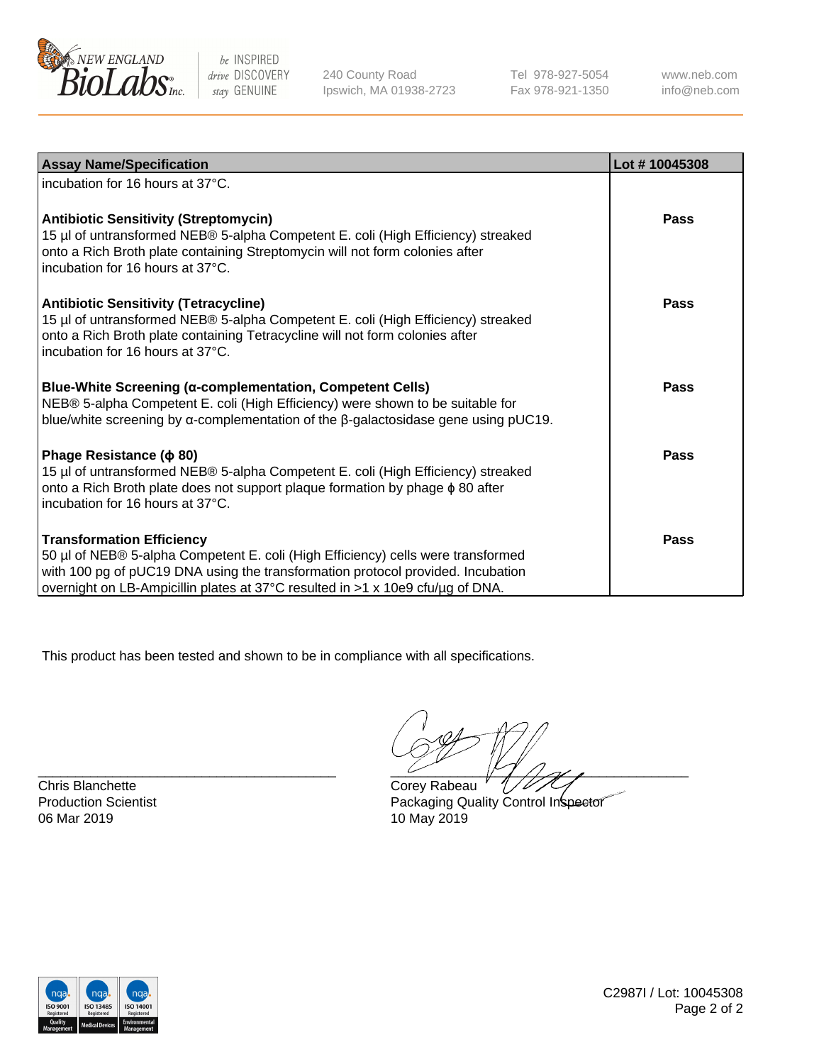| Assay Name/Specification | Lot # 10045308 |
|---|---|
| incubation for 16 hours at 37°C. | |
| **Antibiotic Sensitivity (Streptomycin)**<br>15 µl of untransformed NEB® 5-alpha Competent E. coli (High Efficiency) streaked onto a Rich Broth plate containing Streptomycin will not form colonies after incubation for 16 hours at 37°C. | **Pass** |
| **Antibiotic Sensitivity (Tetracycline)**<br>15 µl of untransformed NEB® 5-alpha Competent E. coli (High Efficiency) streaked onto a Rich Broth plate containing Tetracycline will not form colonies after incubation for 16 hours at 37°C. | **Pass** |
| **Blue-White Screening (α-complementation, Competent Cells)**<br>NEB® 5-alpha Competent E. coli (High Efficiency) were shown to be suitable for blue/white screening by α-complementation of the β-galactosidase gene using pUC19. | **Pass** |
| **Phage Resistance (ϕ 80)**<br>15 µl of untransformed NEB® 5-alpha Competent E. coli (High Efficiency) streaked onto a Rich Broth plate does not support plaque formation by phage ϕ 80 after incubation for 16 hours at 37°C. | **Pass** |
| **Transformation Efficiency**<br>50 µl of NEB® 5-alpha Competent E. coli (High Efficiency) cells were transformed with 100 pg of pUC19 DNA using the transformation protocol provided. Incubation overnight on LB-Ampicillin plates at 37°C resulted in >1 x 10e9 cfu/µg of DNA. | **Pass** |

This product has been tested and shown to be in compliance with all specifications.

Chris Blanchette
Production Scientist
06 Mar 2019

Corey Rabeau
Packaging Quality Control Inspector
10 May 2019

C2987I / Lot: 10045308